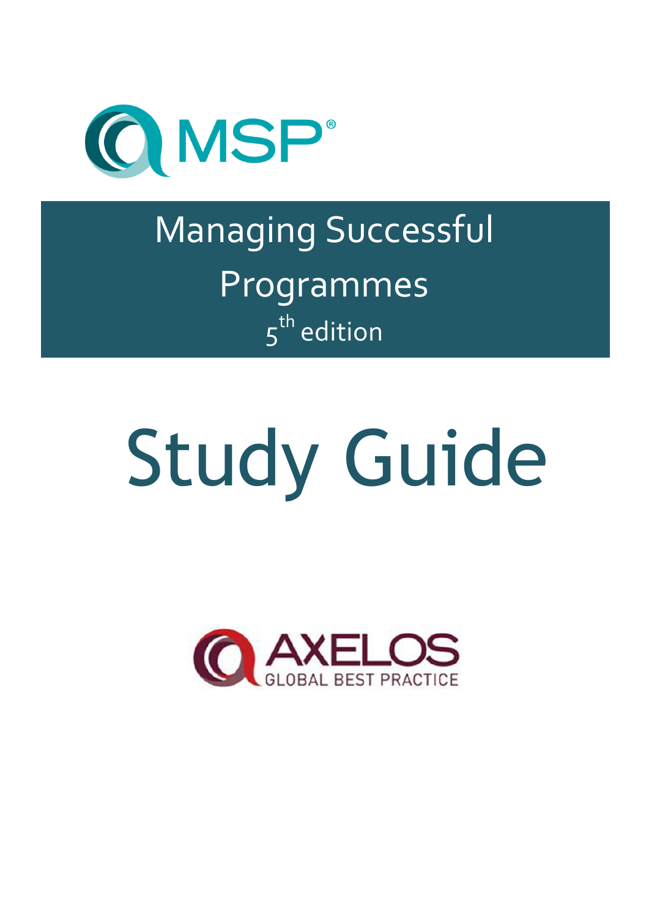MSP®

# Managing Successful Programmes

5th edition

# Study Guide

AXELOS GLOBAL BEST PRACTICE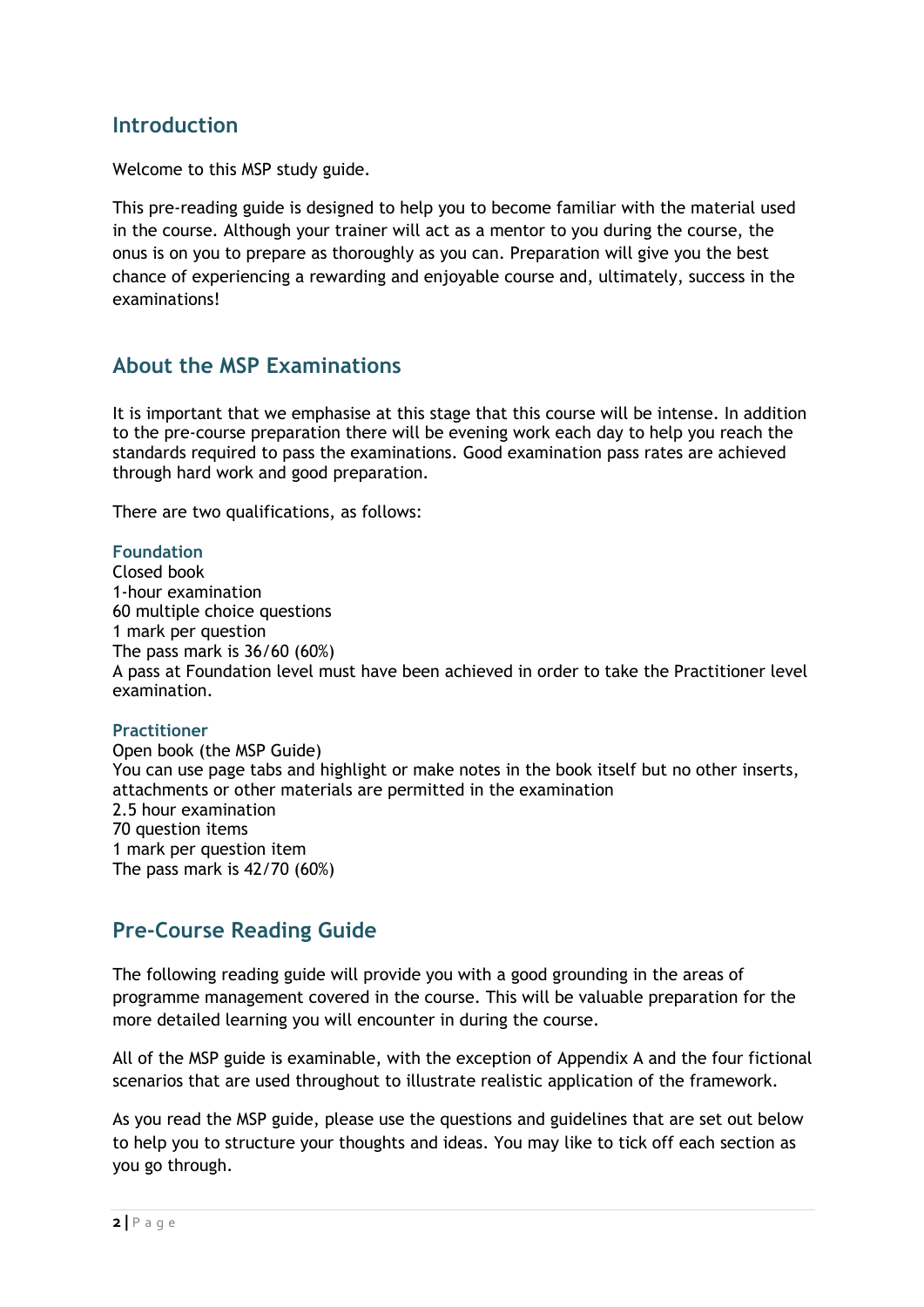## Introduction

Welcome to this MSP study guide.

This pre-reading guide is designed to help you to become familiar with the material used in the course. Although your trainer will act as a mentor to you during the course, the onus is on you to prepare as thoroughly as you can. Preparation will give you the best chance of experiencing a rewarding and enjoyable course and, ultimately, success in the examinations!

## About the MSP Examinations

It is important that we emphasise at this stage that this course will be intense. In addition to the pre-course preparation there will be evening work each day to help you reach the standards required to pass the examinations. Good examination pass rates are achieved through hard work and good preparation.

There are two qualifications, as follows:

### Foundation

Closed book
1-hour examination
60 multiple choice questions
1 mark per question
The pass mark is 36/60 (60%)
A pass at Foundation level must have been achieved in order to take the Practitioner level examination.

### Practitioner

Open book (the MSP Guide)
You can use page tabs and highlight or make notes in the book itself but no other inserts, attachments or other materials are permitted in the examination
2.5 hour examination
70 question items
1 mark per question item
The pass mark is 42/70 (60%)

## Pre-Course Reading Guide

The following reading guide will provide you with a good grounding in the areas of programme management covered in the course. This will be valuable preparation for the more detailed learning you will encounter in during the course.

All of the MSP guide is examinable, with the exception of Appendix A and the four fictional scenarios that are used throughout to illustrate realistic application of the framework.

As you read the MSP guide, please use the questions and guidelines that are set out below to help you to structure your thoughts and ideas. You may like to tick off each section as you go through.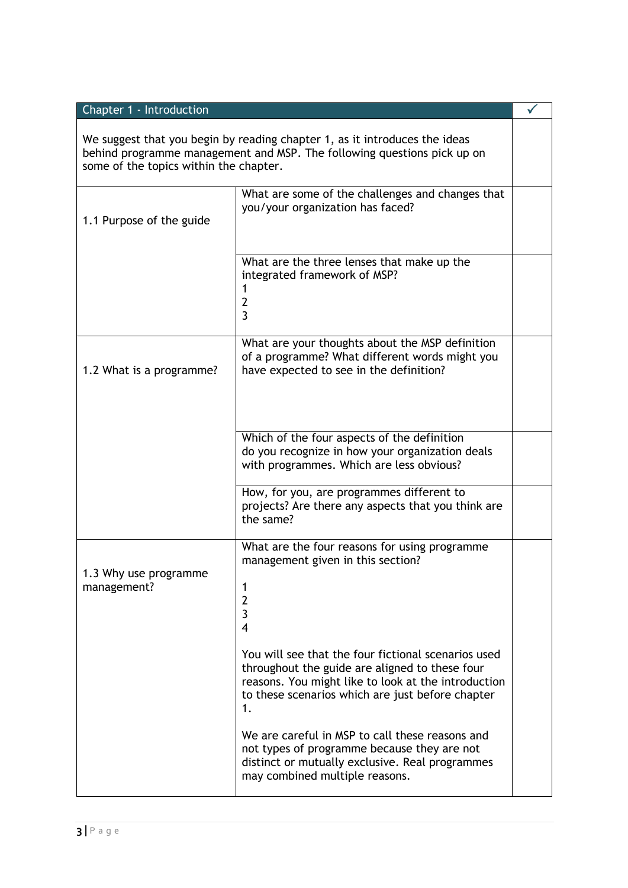| Chapter 1 - Introduction | | ✓ |
|---|---|---|
| We suggest that you begin by reading chapter 1, as it introduces the ideas behind programme management and MSP. The following questions pick up on some of the topics within the chapter. | | |
| 1.1 Purpose of the guide | What are some of the challenges and changes that you/your organization has faced? | |
| | What are the three lenses that make up the integrated framework of MSP?<br>1<br>2<br>3 | |
| 1.2 What is a programme? | What are your thoughts about the MSP definition of a programme? What different words might you have expected to see in the definition? | |
| | Which of the four aspects of the definition do you recognize in how your organization deals with programmes. Which are less obvious? | |
| | How, for you, are programmes different to projects? Are there any aspects that you think are the same? | |
| 1.3 Why use programme management? | What are the four reasons for using programme management given in this section?<br><br>1<br>2<br>3<br>4<br><br>You will see that the four fictional scenarios used throughout the guide are aligned to these four reasons. You might like to look at the introduction to these scenarios which are just before chapter 1.<br><br>We are careful in MSP to call these reasons and not types of programme because they are not distinct or mutually exclusive. Real programmes may combined multiple reasons. | |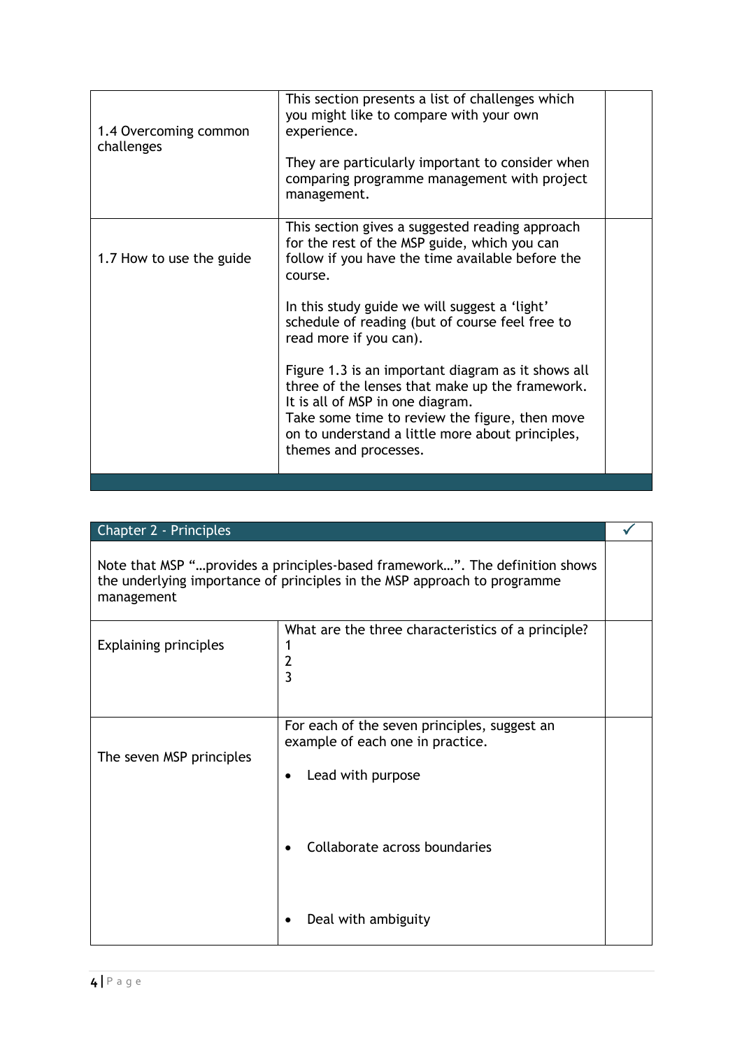| | | |
|---|---|---|
| 1.4 Overcoming common challenges | This section presents a list of challenges which you might like to compare with your own experience.<br><br>They are particularly important to consider when comparing programme management with project management. | |
| 1.7 How to use the guide | This section gives a suggested reading approach for the rest of the MSP guide, which you can follow if you have the time available before the course.<br><br>In this study guide we will suggest a 'light' schedule of reading (but of course feel free to read more if you can).<br><br>Figure 1.3 is an important diagram as it shows all three of the lenses that make up the framework. It is all of MSP in one diagram.<br>Take some time to review the figure, then move on to understand a little more about principles, themes and processes. | |

| Chapter 2 - Principles | | ✓ |
|---|---|---|
| Note that MSP "…provides a principles-based framework…". The definition shows the underlying importance of principles in the MSP approach to programme management | | |
| Explaining principles | What are the three characteristics of a principle?<br>1<br>2<br>3 | |
| The seven MSP principles | For each of the seven principles, suggest an example of each one in practice.<br><br>• Lead with purpose<br><br><br>• Collaborate across boundaries<br><br><br>• Deal with ambiguity | |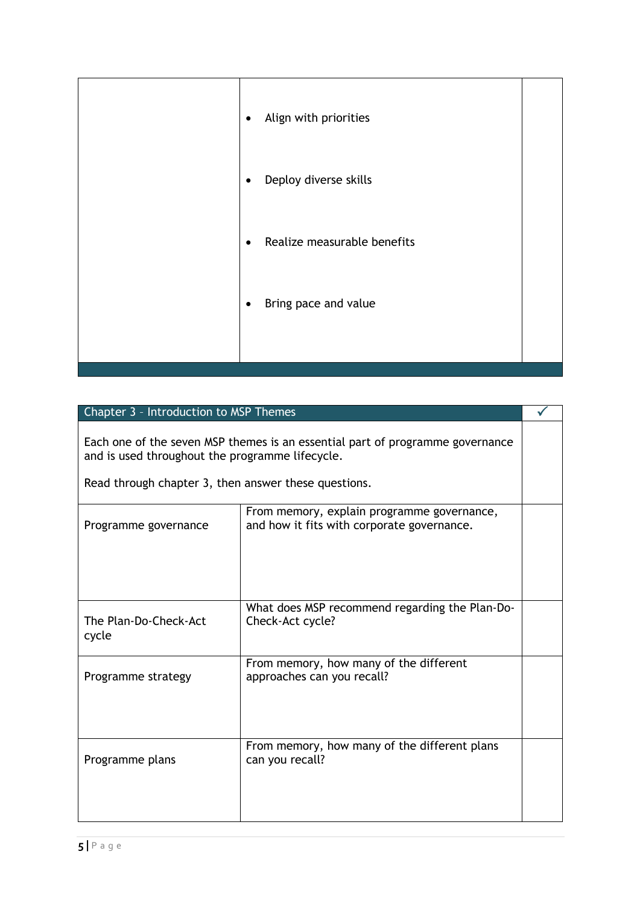| | | |
|---|---|---|
| | • Align with priorities<br><br>• Deploy diverse skills<br><br>• Realize measurable benefits<br><br>• Bring pace and value | |

| Chapter 3 – Introduction to MSP Themes | | ✓ |
|---|---|---|
| Each one of the seven MSP themes is an essential part of programme governance and is used throughout the programme lifecycle.<br><br>Read through chapter 3, then answer these questions. | | |
| Programme governance | From memory, explain programme governance, and how it fits with corporate governance. | |
| The Plan-Do-Check-Act cycle | What does MSP recommend regarding the Plan-Do-Check-Act cycle? | |
| Programme strategy | From memory, how many of the different approaches can you recall? | |
| Programme plans | From memory, how many of the different plans can you recall? | |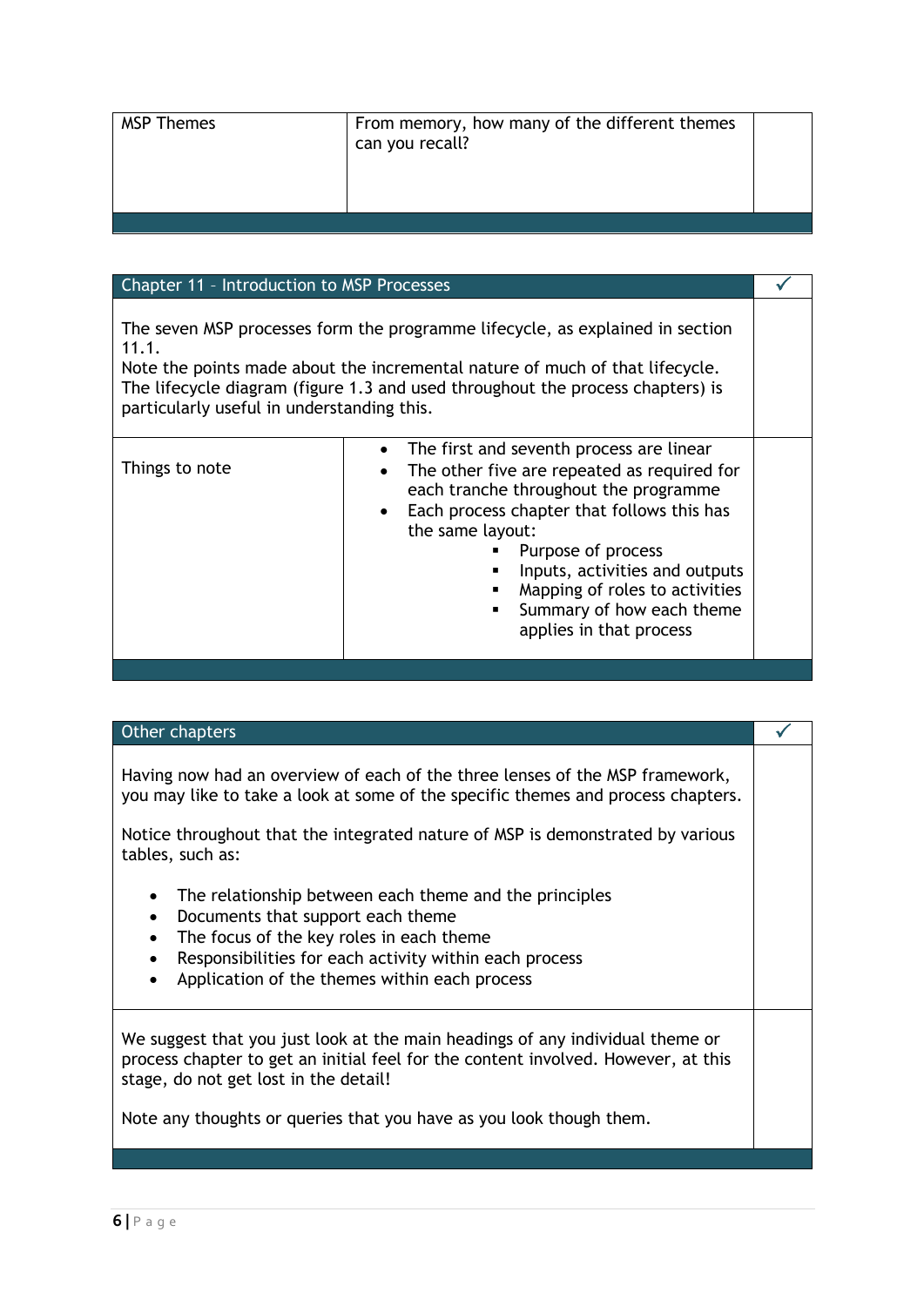| MSP Themes | From memory, how many of the different themes can you recall? | |
|---|---|---|

| Chapter 11 – Introduction to MSP Processes | | ✓ |
|---|---|---|
| The seven MSP processes form the programme lifecycle, as explained in section 11.1.<br>Note the points made about the incremental nature of much of that lifecycle. The lifecycle diagram (figure 1.3 and used throughout the process chapters) is particularly useful in understanding this. | | |
| Things to note | • The first and seventh process are linear<br>• The other five are repeated as required for each tranche throughout the programme<br>• Each process chapter that follows this has the same layout:<br>&nbsp;&nbsp;▪ Purpose of process<br>&nbsp;&nbsp;▪ Inputs, activities and outputs<br>&nbsp;&nbsp;▪ Mapping of roles to activities<br>&nbsp;&nbsp;▪ Summary of how each theme applies in that process | |

| Other chapters | ✓ |
|---|---|
| Having now had an overview of each of the three lenses of the MSP framework, you may like to take a look at some of the specific themes and process chapters.<br><br>Notice throughout that the integrated nature of MSP is demonstrated by various tables, such as:<br><br>• The relationship between each theme and the principles<br>• Documents that support each theme<br>• The focus of the key roles in each theme<br>• Responsibilities for each activity within each process<br>• Application of the themes within each process | |
| We suggest that you just look at the main headings of any individual theme or process chapter to get an initial feel for the content involved. However, at this stage, do not get lost in the detail!<br><br>Note any thoughts or queries that you have as you look though them. | |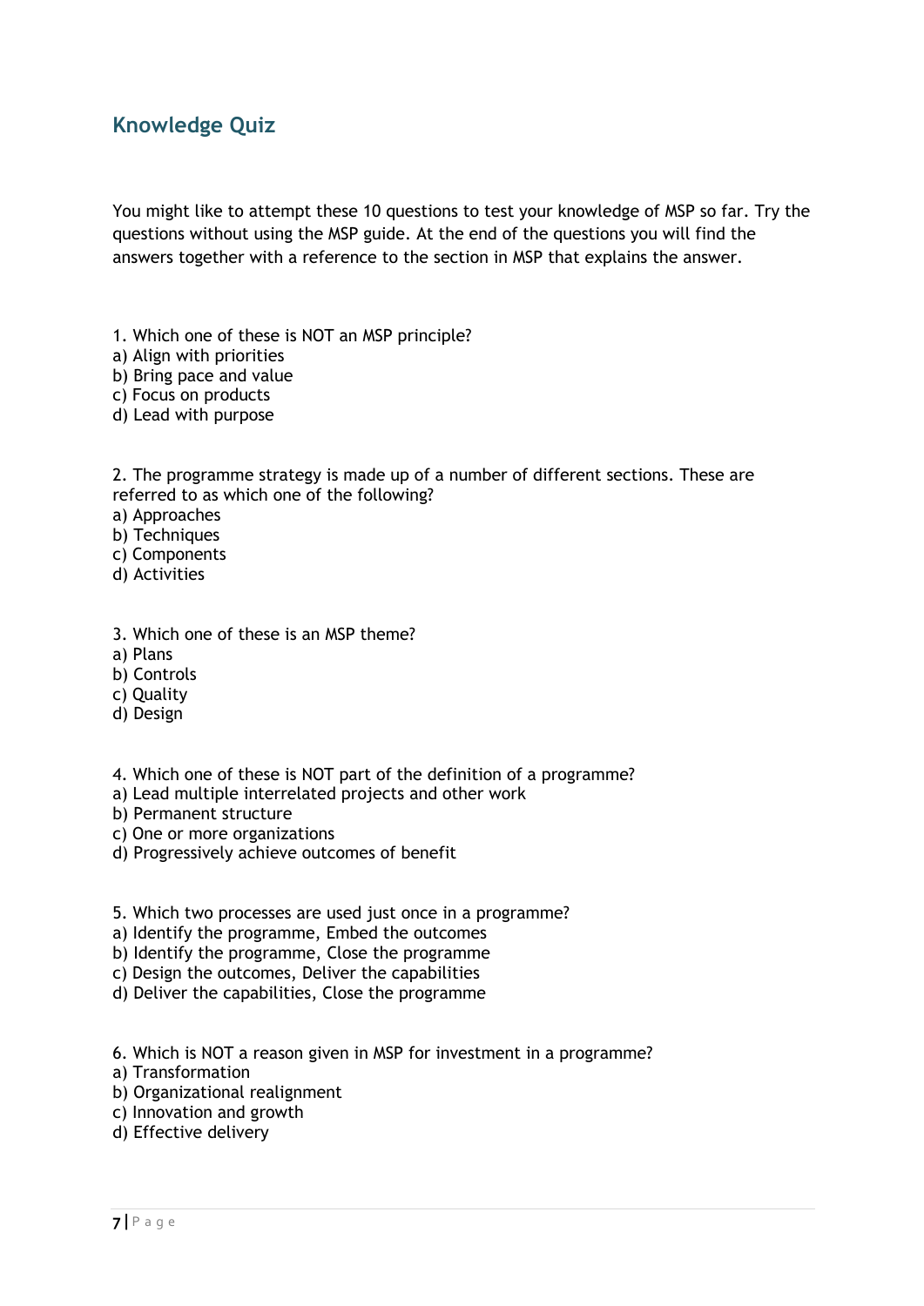## Knowledge Quiz

You might like to attempt these 10 questions to test your knowledge of MSP so far. Try the questions without using the MSP guide. At the end of the questions you will find the answers together with a reference to the section in MSP that explains the answer.

1. Which one of these is NOT an MSP principle?
a) Align with priorities
b) Bring pace and value
c) Focus on products
d) Lead with purpose

2. The programme strategy is made up of a number of different sections. These are referred to as which one of the following?
a) Approaches
b) Techniques
c) Components
d) Activities

3. Which one of these is an MSP theme?
a) Plans
b) Controls
c) Quality
d) Design

4. Which one of these is NOT part of the definition of a programme?
a) Lead multiple interrelated projects and other work
b) Permanent structure
c) One or more organizations
d) Progressively achieve outcomes of benefit

5. Which two processes are used just once in a programme?
a) Identify the programme, Embed the outcomes
b) Identify the programme, Close the programme
c) Design the outcomes, Deliver the capabilities
d) Deliver the capabilities, Close the programme

6. Which is NOT a reason given in MSP for investment in a programme?
a) Transformation
b) Organizational realignment
c) Innovation and growth
d) Effective delivery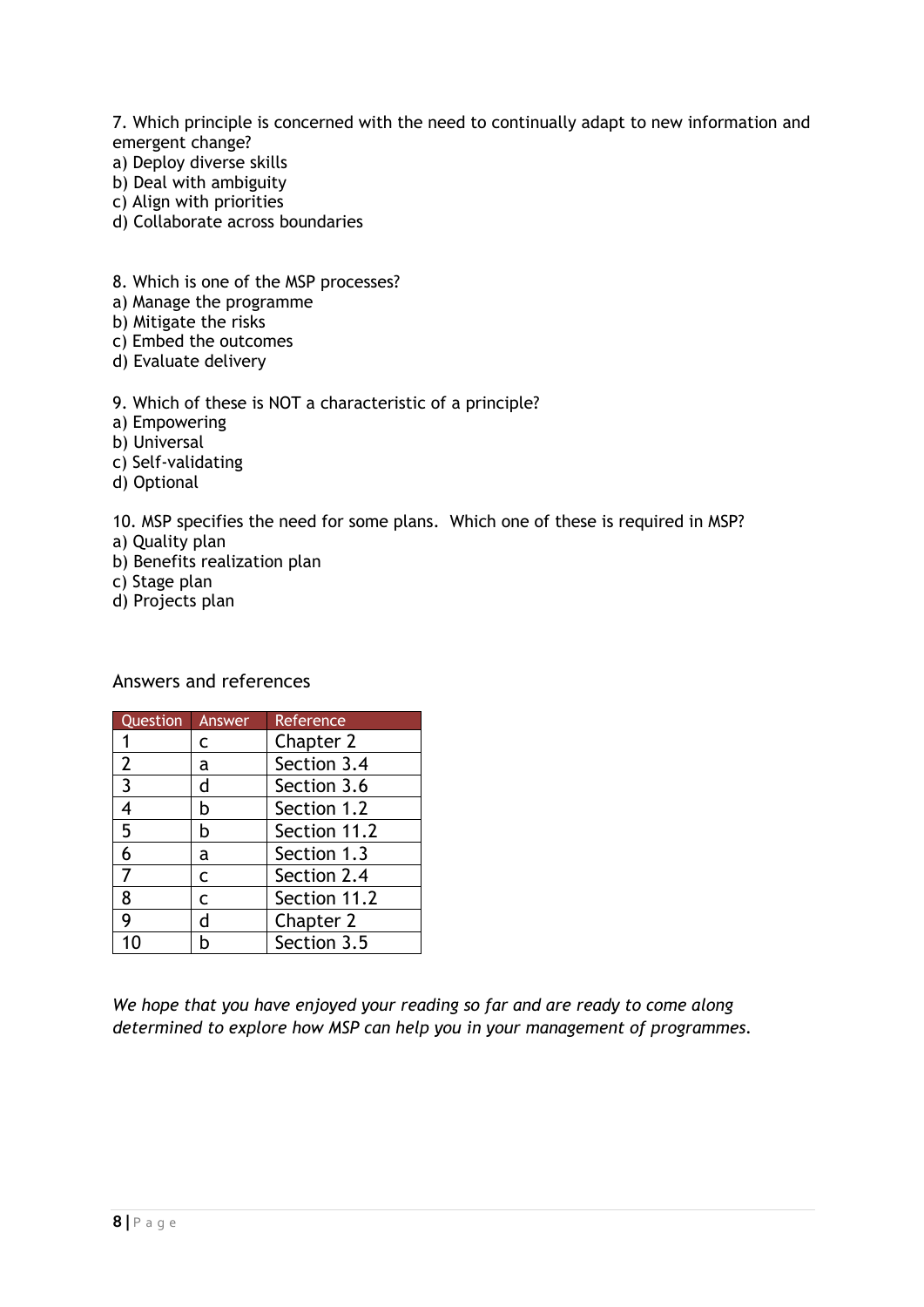7. Which principle is concerned with the need to continually adapt to new information and emergent change?
a) Deploy diverse skills
b) Deal with ambiguity
c) Align with priorities
d) Collaborate across boundaries

8. Which is one of the MSP processes?
a) Manage the programme
b) Mitigate the risks
c) Embed the outcomes
d) Evaluate delivery

9. Which of these is NOT a characteristic of a principle?
a) Empowering
b) Universal
c) Self-validating
d) Optional

10. MSP specifies the need for some plans. Which one of these is required in MSP?
a) Quality plan
b) Benefits realization plan
c) Stage plan
d) Projects plan

Answers and references

| Question | Answer | Reference |
|---|---|---|
| 1 | c | Chapter 2 |
| 2 | a | Section 3.4 |
| 3 | d | Section 3.6 |
| 4 | b | Section 1.2 |
| 5 | b | Section 11.2 |
| 6 | a | Section 1.3 |
| 7 | c | Section 2.4 |
| 8 | c | Section 11.2 |
| 9 | d | Chapter 2 |
| 10 | b | Section 3.5 |

*We hope that you have enjoyed your reading so far and are ready to come along determined to explore how MSP can help you in your management of programmes.*